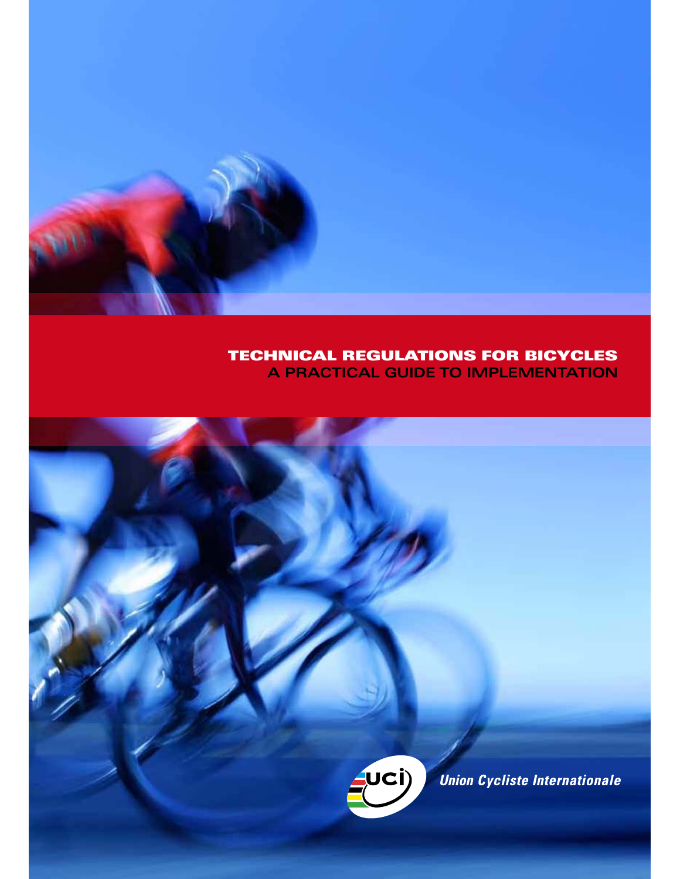# TECHNICAL REGULATIONS FOR BICYCLES

## A PRACTICAL GUIDE TO IMPLEMENTATION

*Union Cycliste Internationale*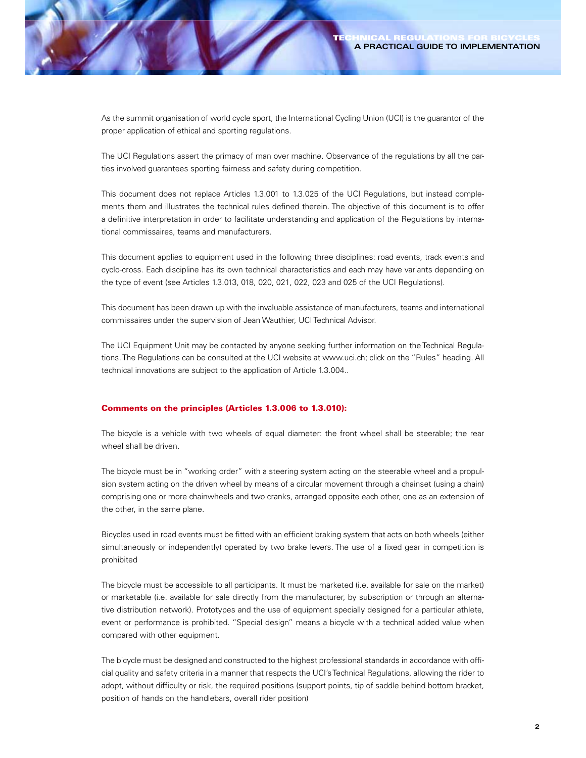As the summit organisation of world cycle sport, the International Cycling Union (UCI) is the guarantor of the proper application of ethical and sporting regulations.

The UCI Regulations assert the primacy of man over machine. Observance of the regulations by all the parties involved guarantees sporting fairness and safety during competition.

This document does not replace Articles 1.3.001 to 1.3.025 of the UCI Regulations, but instead complements them and illustrates the technical rules defined therein. The objective of this document is to offer a definitive interpretation in order to facilitate understanding and application of the Regulations by international commissaires, teams and manufacturers.

This document applies to equipment used in the following three disciplines: road events, track events and cyclo-cross. Each discipline has its own technical characteristics and each may have variants depending on the type of event (see Articles 1.3.013, 018, 020, 021, 022, 023 and 025 of the UCI Regulations).

This document has been drawn up with the invaluable assistance of manufacturers, teams and international commissaires under the supervision of Jean Wauthier, UCI Technical Advisor.

The UCI Equipment Unit may be contacted by anyone seeking further information on the Technical Regulations. The Regulations can be consulted at the UCI website at www.uci.ch; click on the "Rules" heading. All technical innovations are subject to the application of Article 1.3.004..

## Comments on the principles (Articles 1.3.006 to 1.3.010):

The bicycle is a vehicle with two wheels of equal diameter: the front wheel shall be steerable; the rear wheel shall be driven.

The bicycle must be in "working order" with a steering system acting on the steerable wheel and a propulsion system acting on the driven wheel by means of a circular movement through a chainset (using a chain) comprising one or more chainwheels and two cranks, arranged opposite each other, one as an extension of the other, in the same plane.

Bicycles used in road events must be fitted with an efficient braking system that acts on both wheels (either simultaneously or independently) operated by two brake levers. The use of a fixed gear in competition is prohibited

The bicycle must be accessible to all participants. It must be marketed (i.e. available for sale on the market) or marketable (i.e. available for sale directly from the manufacturer, by subscription or through an alternative distribution network). Prototypes and the use of equipment specially designed for a particular athlete, event or performance is prohibited. "Special design" means a bicycle with a technical added value when compared with other equipment.

The bicycle must be designed and constructed to the highest professional standards in accordance with official quality and safety criteria in a manner that respects the UCI's Technical Regulations, allowing the rider to adopt, without difficulty or risk, the required positions (support points, tip of saddle behind bottom bracket, position of hands on the handlebars, overall rider position)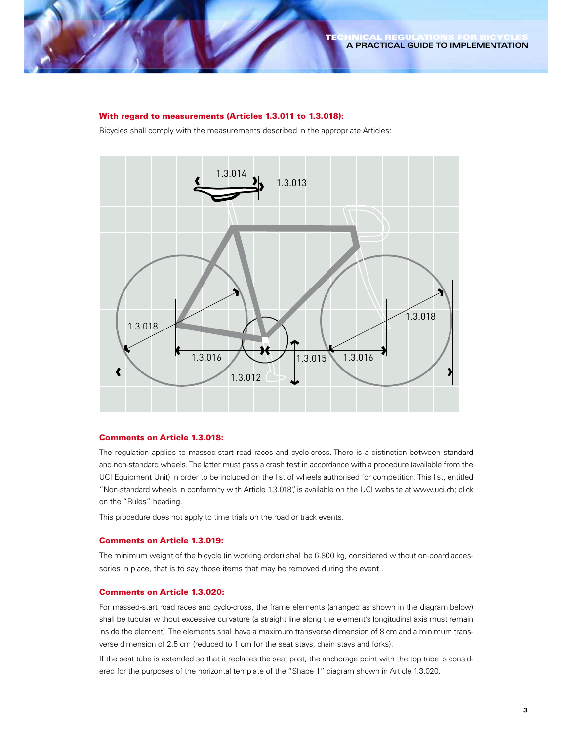**With regard to measurements (Articles 1.3.011 to 1.3.018):**

Bicycles shall comply with the measurements described in the appropriate Articles:

**Comments on Article 1.3.018:**

The regulation applies to massed-start road races and cyclo-cross. There is a distinction between standard and non-standard wheels. The latter must pass a crash test in accordance with a procedure (available from the UCI Equipment Unit) in order to be included on the list of wheels authorised for competition. This list, entitled "Non-standard wheels in conformity with Article 1.3.018", is available on the UCI website at www.uci.ch; click on the "Rules" heading.

This procedure does not apply to time trials on the road or track events.

**Comments on Article 1.3.019:**

The minimum weight of the bicycle (in working order) shall be 6.800 kg, considered without on-board accessories in place, that is to say those items that may be removed during the event..

**Comments on Article 1.3.020:**

For massed-start road races and cyclo-cross, the frame elements (arranged as shown in the diagram below) shall be tubular without excessive curvature (a straight line along the element's longitudinal axis must remain inside the element). The elements shall have a maximum transverse dimension of 8 cm and a minimum transverse dimension of 2.5 cm (reduced to 1 cm for the seat stays, chain stays and forks).

If the seat tube is extended so that it replaces the seat post, the anchorage point with the top tube is considered for the purposes of the horizontal template of the "Shape 1" diagram shown in Article 1.3.020.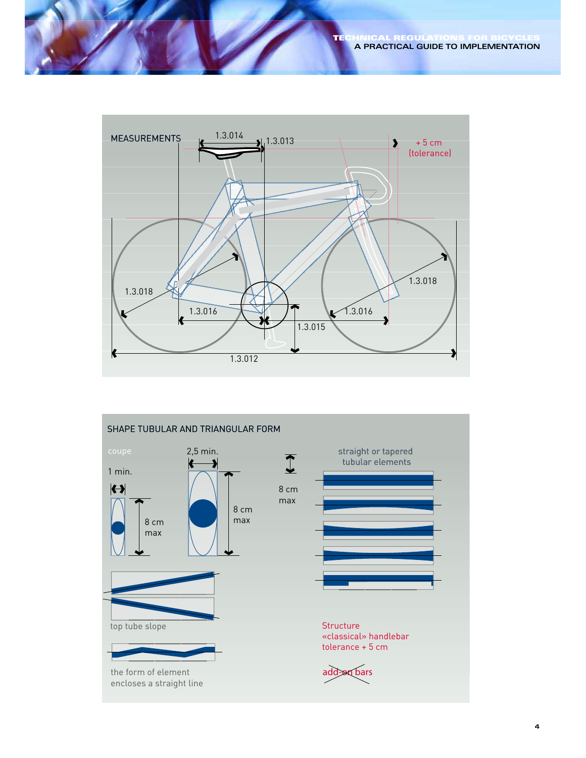## MEASUREMENTS

1.3.014

1.3.013

+ 5 cm (tolerance)

1.3.018

1.3.016

1.3.015

1.3.016

1.3.018

1.3.012

## SHAPE TUBULAR AND TRIANGULAR FORM

coupe

1 min.

8 cm max

2,5 min.

8 cm max

8 cm max

straight or tapered tubular elements

top tube slope

the form of element encloses a straight line

Structure «classical» handlebar tolerance + 5 cm

~~add-on bars~~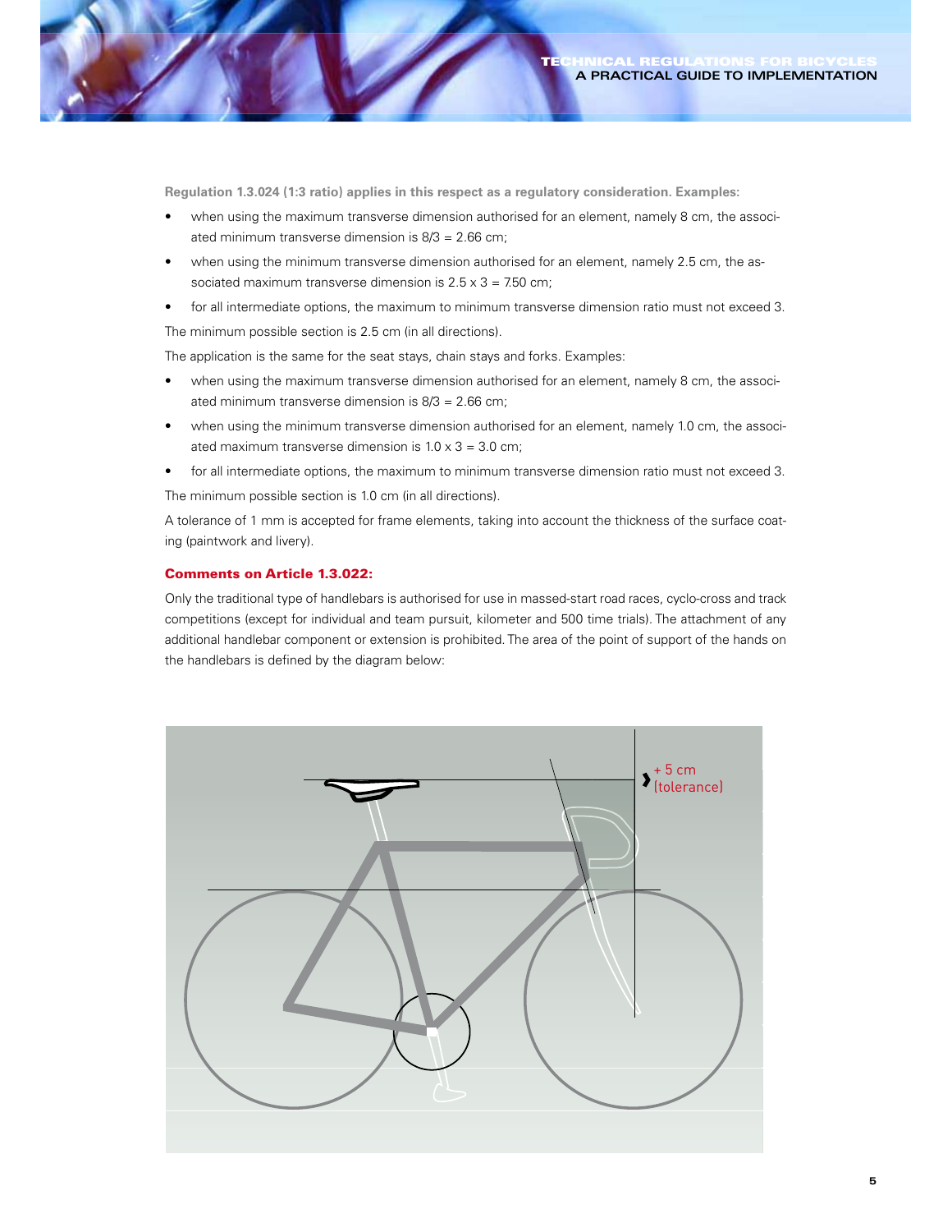**Regulation 1.3.024 (1:3 ratio) applies in this respect as a regulatory consideration. Examples:**

- when using the maximum transverse dimension authorised for an element, namely 8 cm, the associated minimum transverse dimension is 8/3 = 2.66 cm;
- when using the minimum transverse dimension authorised for an element, namely 2.5 cm, the associated maximum transverse dimension is 2.5 x 3 = 7.50 cm;
- for all intermediate options, the maximum to minimum transverse dimension ratio must not exceed 3.

The minimum possible section is 2.5 cm (in all directions).

The application is the same for the seat stays, chain stays and forks. Examples:

- when using the maximum transverse dimension authorised for an element, namely 8 cm, the associated minimum transverse dimension is 8/3 = 2.66 cm;
- when using the minimum transverse dimension authorised for an element, namely 1.0 cm, the associated maximum transverse dimension is 1.0 x 3 = 3.0 cm;
- for all intermediate options, the maximum to minimum transverse dimension ratio must not exceed 3.

The minimum possible section is 1.0 cm (in all directions).

A tolerance of 1 mm is accepted for frame elements, taking into account the thickness of the surface coating (paintwork and livery).

### Comments on Article 1.3.022:

Only the traditional type of handlebars is authorised for use in massed-start road races, cyclo-cross and track competitions (except for individual and team pursuit, kilometer and 500 time trials). The attachment of any additional handlebar component or extension is prohibited. The area of the point of support of the hands on the handlebars is defined by the diagram below:

+ 5 cm (tolerance)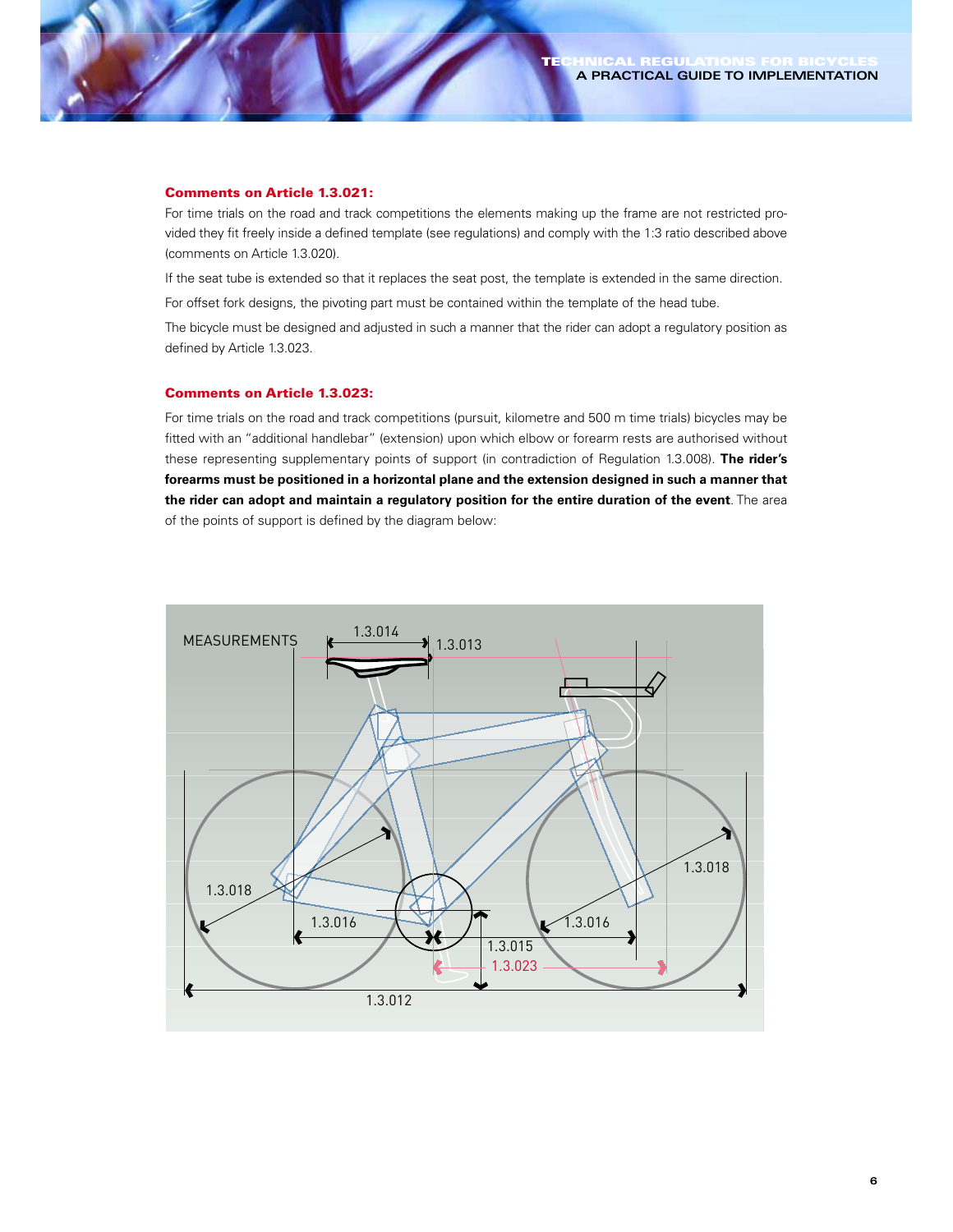### Comments on Article 1.3.021:

For time trials on the road and track competitions the elements making up the frame are not restricted provided they fit freely inside a defined template (see regulations) and comply with the 1:3 ratio described above (comments on Article 1.3.020).

If the seat tube is extended so that it replaces the seat post, the template is extended in the same direction.

For offset fork designs, the pivoting part must be contained within the template of the head tube.

The bicycle must be designed and adjusted in such a manner that the rider can adopt a regulatory position as defined by Article 1.3.023.

### Comments on Article 1.3.023:

For time trials on the road and track competitions (pursuit, kilometre and 500 m time trials) bicycles may be fitted with an "additional handlebar" (extension) upon which elbow or forearm rests are authorised without these representing supplementary points of support (in contradiction of Regulation 1.3.008). **The rider's forearms must be positioned in a horizontal plane and the extension designed in such a manner that the rider can adopt and maintain a regulatory position for the entire duration of the event**. The area of the points of support is defined by the diagram below:

MEASUREMENTS

1.3.014 1.3.013 1.3.018 1.3.016 1.3.015 1.3.023 1.3.012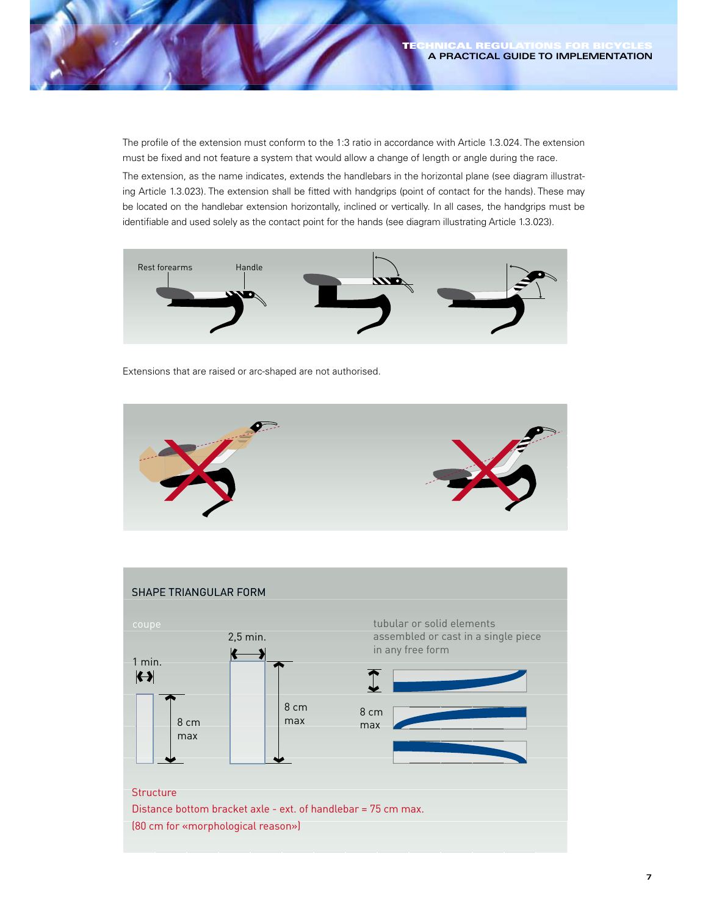The profile of the extension must conform to the 1:3 ratio in accordance with Article 1.3.024. The extension must be fixed and not feature a system that would allow a change of length or angle during the race.

The extension, as the name indicates, extends the handlebars in the horizontal plane (see diagram illustrating Article 1.3.023). The extension shall be fitted with handgrips (point of contact for the hands). These may be located on the handlebar extension horizontally, inclined or vertically. In all cases, the handgrips must be identifiable and used solely as the contact point for the hands (see diagram illustrating Article 1.3.023).

Rest forearms Handle

Extensions that are raised or arc-shaped are not authorised.

SHAPE TRIANGULAR FORM

coupe

1 min.

8 cm max

2,5 min.

8 cm max

tubular or solid elements assembled or cast in a single piece in any free form

8 cm max

Structure

Distance bottom bracket axle - ext. of handlebar = 75 cm max.

(80 cm for «morphological reason»)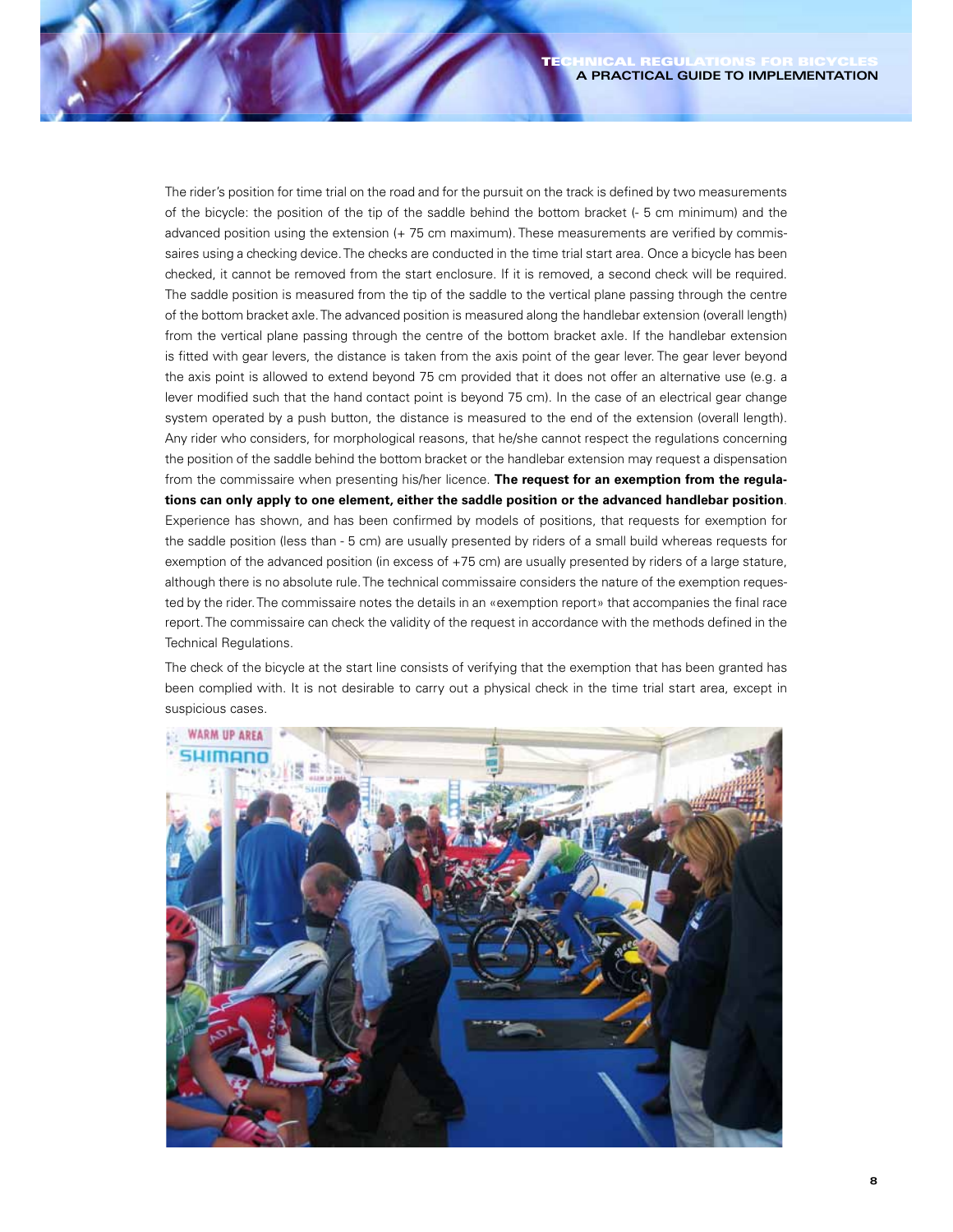The rider's position for time trial on the road and for the pursuit on the track is defined by two measurements of the bicycle: the position of the tip of the saddle behind the bottom bracket (- 5 cm minimum) and the advanced position using the extension (+ 75 cm maximum). These measurements are verified by commissaires using a checking device. The checks are conducted in the time trial start area. Once a bicycle has been checked, it cannot be removed from the start enclosure. If it is removed, a second check will be required. The saddle position is measured from the tip of the saddle to the vertical plane passing through the centre of the bottom bracket axle. The advanced position is measured along the handlebar extension (overall length) from the vertical plane passing through the centre of the bottom bracket axle. If the handlebar extension is fitted with gear levers, the distance is taken from the axis point of the gear lever. The gear lever beyond the axis point is allowed to extend beyond 75 cm provided that it does not offer an alternative use (e.g. a lever modified such that the hand contact point is beyond 75 cm). In the case of an electrical gear change system operated by a push button, the distance is measured to the end of the extension (overall length). Any rider who considers, for morphological reasons, that he/she cannot respect the regulations concerning the position of the saddle behind the bottom bracket or the handlebar extension may request a dispensation from the commissaire when presenting his/her licence. **The request for an exemption from the regulations can only apply to one element, either the saddle position or the advanced handlebar position**. Experience has shown, and has been confirmed by models of positions, that requests for exemption for the saddle position (less than - 5 cm) are usually presented by riders of a small build whereas requests for exemption of the advanced position (in excess of +75 cm) are usually presented by riders of a large stature, although there is no absolute rule. The technical commissaire considers the nature of the exemption requested by the rider. The commissaire notes the details in an «exemption report» that accompanies the final race report. The commissaire can check the validity of the request in accordance with the methods defined in the Technical Regulations.

The check of the bicycle at the start line consists of verifying that the exemption that has been granted has been complied with. It is not desirable to carry out a physical check in the time trial start area, except in suspicious cases.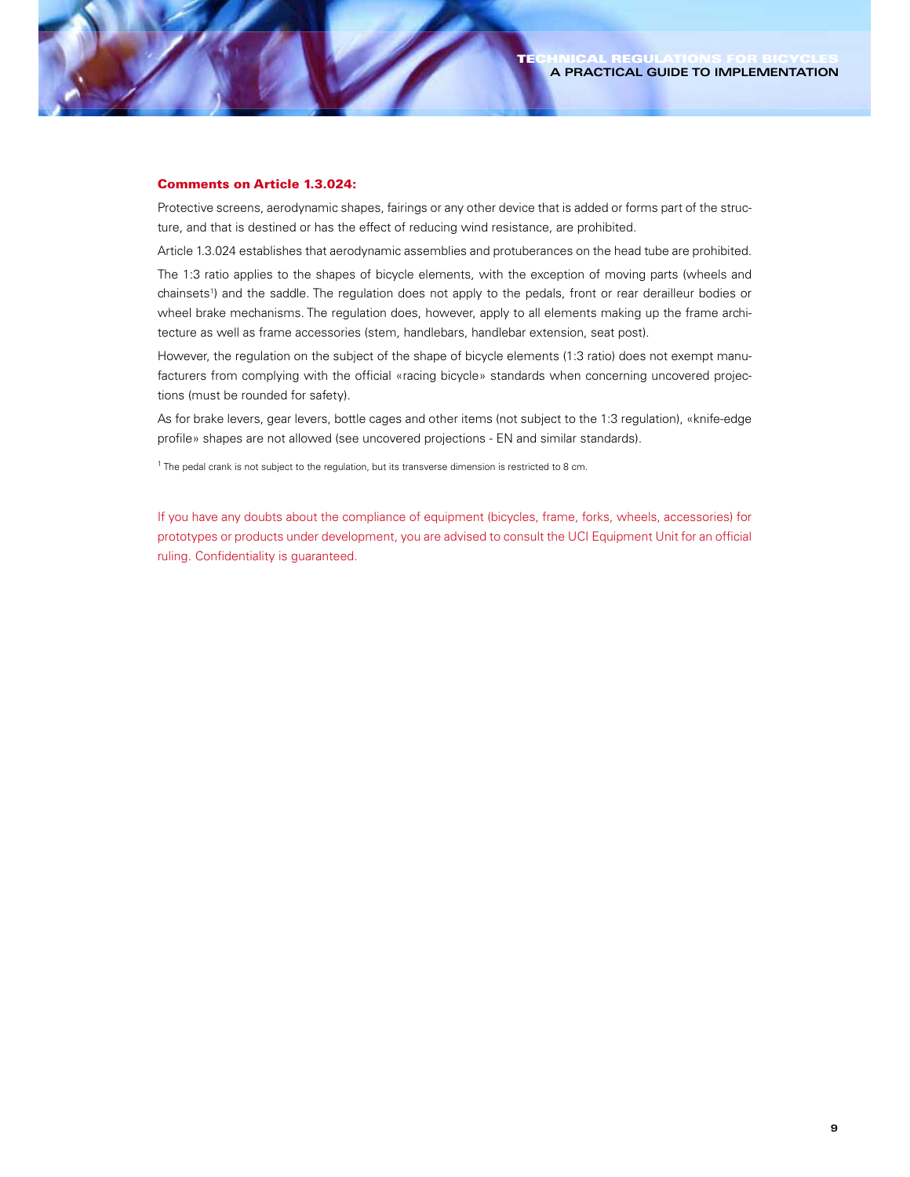### Comments on Article 1.3.024:

Protective screens, aerodynamic shapes, fairings or any other device that is added or forms part of the structure, and that is destined or has the effect of reducing wind resistance, are prohibited.

Article 1.3.024 establishes that aerodynamic assemblies and protuberances on the head tube are prohibited.

The 1:3 ratio applies to the shapes of bicycle elements, with the exception of moving parts (wheels and chainsets[1]) and the saddle. The regulation does not apply to the pedals, front or rear derailleur bodies or wheel brake mechanisms. The regulation does, however, apply to all elements making up the frame architecture as well as frame accessories (stem, handlebars, handlebar extension, seat post).

However, the regulation on the subject of the shape of bicycle elements (1:3 ratio) does not exempt manufacturers from complying with the official «racing bicycle» standards when concerning uncovered projections (must be rounded for safety).

As for brake levers, gear levers, bottle cages and other items (not subject to the 1:3 regulation), «knife-edge profile» shapes are not allowed (see uncovered projections - EN and similar standards).

[1] The pedal crank is not subject to the regulation, but its transverse dimension is restricted to 8 cm.

If you have any doubts about the compliance of equipment (bicycles, frame, forks, wheels, accessories) for prototypes or products under development, you are advised to consult the UCI Equipment Unit for an official ruling. Confidentiality is guaranteed.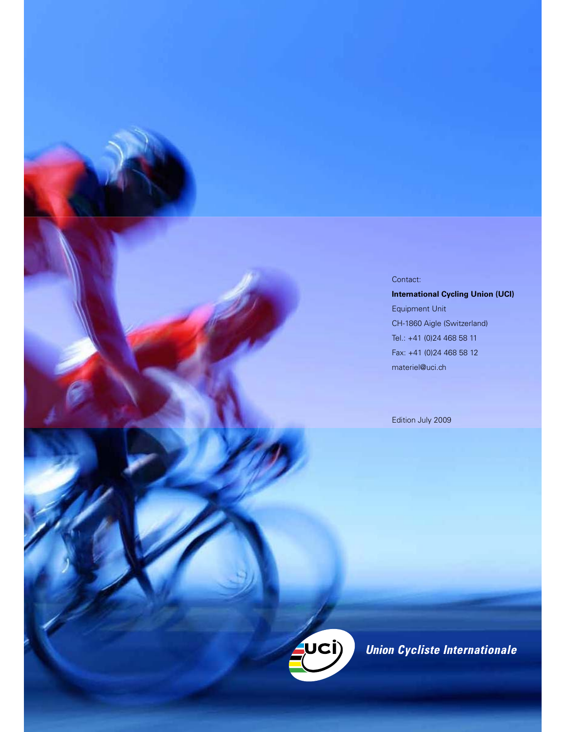Contact:

**International Cycling Union (UCI)**

Equipment Unit

CH-1860 Aigle (Switzerland)

Tel.: +41 (0)24 468 58 11

Fax: +41 (0)24 468 58 12

materiel@uci.ch

Edition July 2009

*Union Cycliste Internationale*